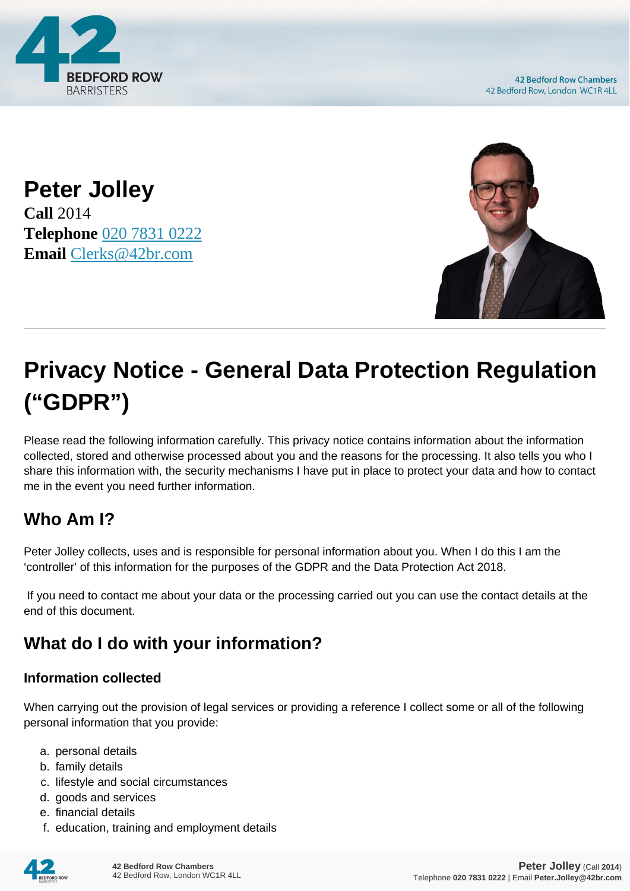# Peter Jolley

**Call** 2014
**Telephone** 020 7831 0222
**Email** Clerks@42br.com

# Privacy Notice - General Data Protection Regulation ("GDPR")

Please read the following information carefully. This privacy notice contains information about the information collected, stored and otherwise processed about you and the reasons for the processing. It also tells you who I share this information with, the security mechanisms I have put in place to protect your data and how to contact me in the event you need further information.

## Who Am I?

Peter Jolley collects, uses and is responsible for personal information about you. When I do this I am the 'controller' of this information for the purposes of the GDPR and the Data Protection Act 2018.

If you need to contact me about your data or the processing carried out you can use the contact details at the end of this document.

## What do I do with your information?

### Information collected

When carrying out the provision of legal services or providing a reference I collect some or all of the following personal information that you provide:

a. personal details
b. family details
c. lifestyle and social circumstances
d. goods and services
e. financial details
f. education, training and employment details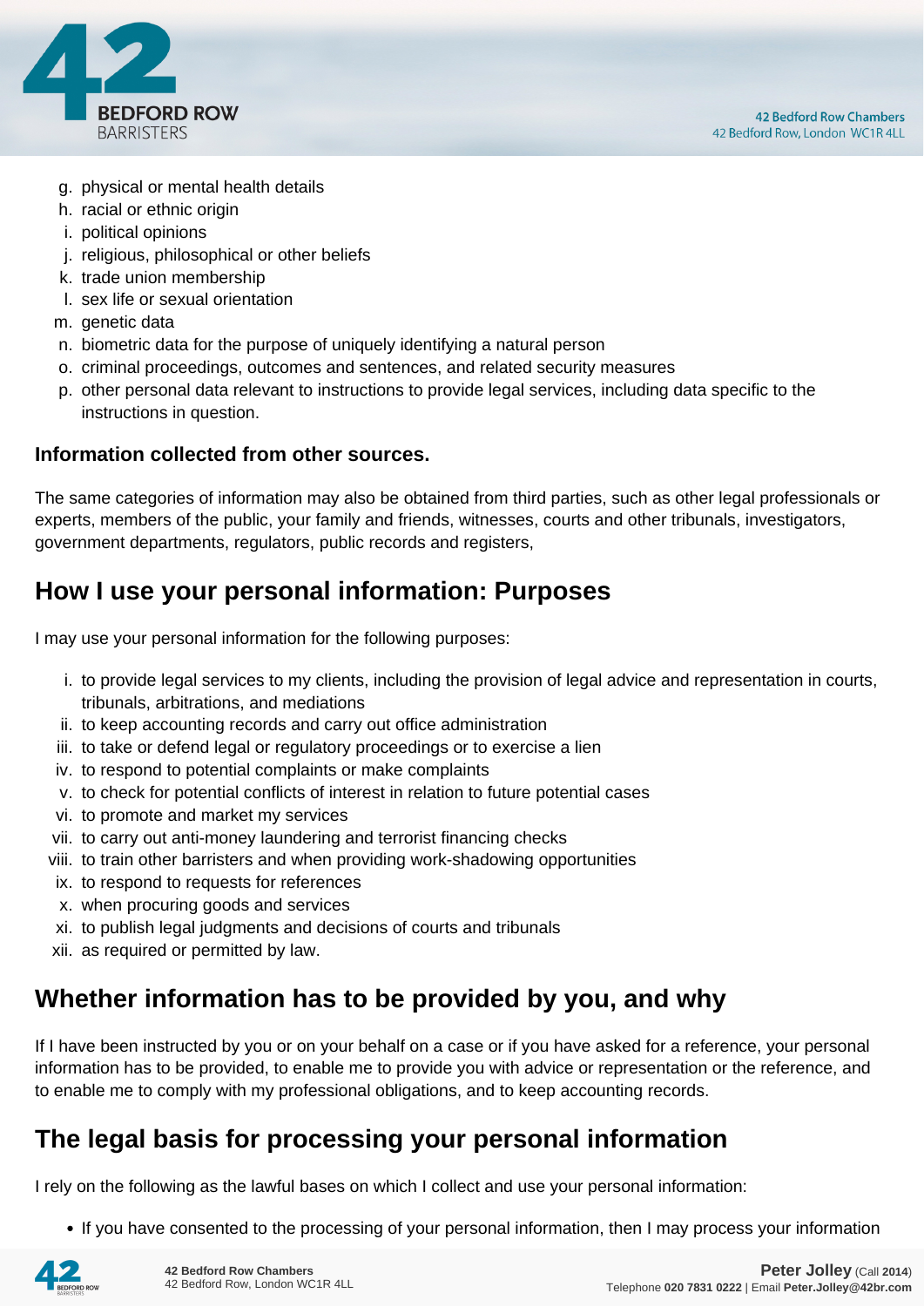g. physical or mental health details
h. racial or ethnic origin
i. political opinions
j. religious, philosophical or other beliefs
k. trade union membership
l. sex life or sexual orientation
m. genetic data
n. biometric data for the purpose of uniquely identifying a natural person
o. criminal proceedings, outcomes and sentences, and related security measures
p. other personal data relevant to instructions to provide legal services, including data specific to the instructions in question.

**Information collected from other sources.**

The same categories of information may also be obtained from third parties, such as other legal professionals or experts, members of the public, your family and friends, witnesses, courts and other tribunals, investigators, government departments, regulators, public records and registers,

## How I use your personal information: Purposes

I may use your personal information for the following purposes:

i. to provide legal services to my clients, including the provision of legal advice and representation in courts, tribunals, arbitrations, and mediations
ii. to keep accounting records and carry out office administration
iii. to take or defend legal or regulatory proceedings or to exercise a lien
iv. to respond to potential complaints or make complaints
v. to check for potential conflicts of interest in relation to future potential cases
vi. to promote and market my services
vii. to carry out anti-money laundering and terrorist financing checks
viii. to train other barristers and when providing work-shadowing opportunities
ix. to respond to requests for references
x. when procuring goods and services
xi. to publish legal judgments and decisions of courts and tribunals
xii. as required or permitted by law.

## Whether information has to be provided by you, and why

If I have been instructed by you or on your behalf on a case or if you have asked for a reference, your personal information has to be provided, to enable me to provide you with advice or representation or the reference, and to enable me to comply with my professional obligations, and to keep accounting records.

## The legal basis for processing your personal information

I rely on the following as the lawful bases on which I collect and use your personal information:

- If you have consented to the processing of your personal information, then I may process your information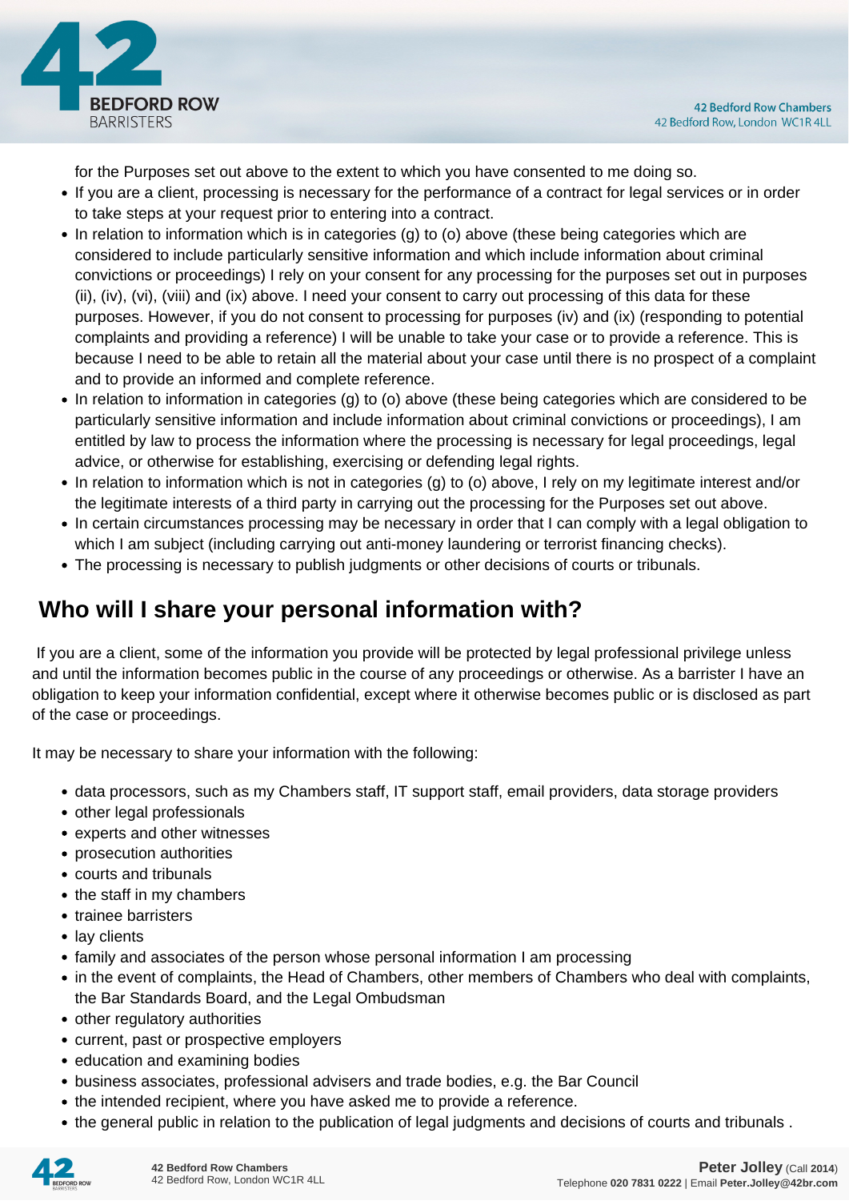for the Purposes set out above to the extent to which you have consented to me doing so.

- If you are a client, processing is necessary for the performance of a contract for legal services or in order to take steps at your request prior to entering into a contract.
- In relation to information which is in categories (g) to (o) above (these being categories which are considered to include particularly sensitive information and which include information about criminal convictions or proceedings) I rely on your consent for any processing for the purposes set out in purposes (ii), (iv), (vi), (viii) and (ix) above. I need your consent to carry out processing of this data for these purposes. However, if you do not consent to processing for purposes (iv) and (ix) (responding to potential complaints and providing a reference) I will be unable to take your case or to provide a reference. This is because I need to be able to retain all the material about your case until there is no prospect of a complaint and to provide an informed and complete reference.
- In relation to information in categories (g) to (o) above (these being categories which are considered to be particularly sensitive information and include information about criminal convictions or proceedings), I am entitled by law to process the information where the processing is necessary for legal proceedings, legal advice, or otherwise for establishing, exercising or defending legal rights.
- In relation to information which is not in categories (g) to (o) above, I rely on my legitimate interest and/or the legitimate interests of a third party in carrying out the processing for the Purposes set out above.
- In certain circumstances processing may be necessary in order that I can comply with a legal obligation to which I am subject (including carrying out anti-money laundering or terrorist financing checks).
- The processing is necessary to publish judgments or other decisions of courts or tribunals.

## Who will I share your personal information with?

If you are a client, some of the information you provide will be protected by legal professional privilege unless and until the information becomes public in the course of any proceedings or otherwise. As a barrister I have an obligation to keep your information confidential, except where it otherwise becomes public or is disclosed as part of the case or proceedings.

It may be necessary to share your information with the following:

- data processors, such as my Chambers staff, IT support staff, email providers, data storage providers
- other legal professionals
- experts and other witnesses
- prosecution authorities
- courts and tribunals
- the staff in my chambers
- trainee barristers
- lay clients
- family and associates of the person whose personal information I am processing
- in the event of complaints, the Head of Chambers, other members of Chambers who deal with complaints, the Bar Standards Board, and the Legal Ombudsman
- other regulatory authorities
- current, past or prospective employers
- education and examining bodies
- business associates, professional advisers and trade bodies, e.g. the Bar Council
- the intended recipient, where you have asked me to provide a reference.
- the general public in relation to the publication of legal judgments and decisions of courts and tribunals .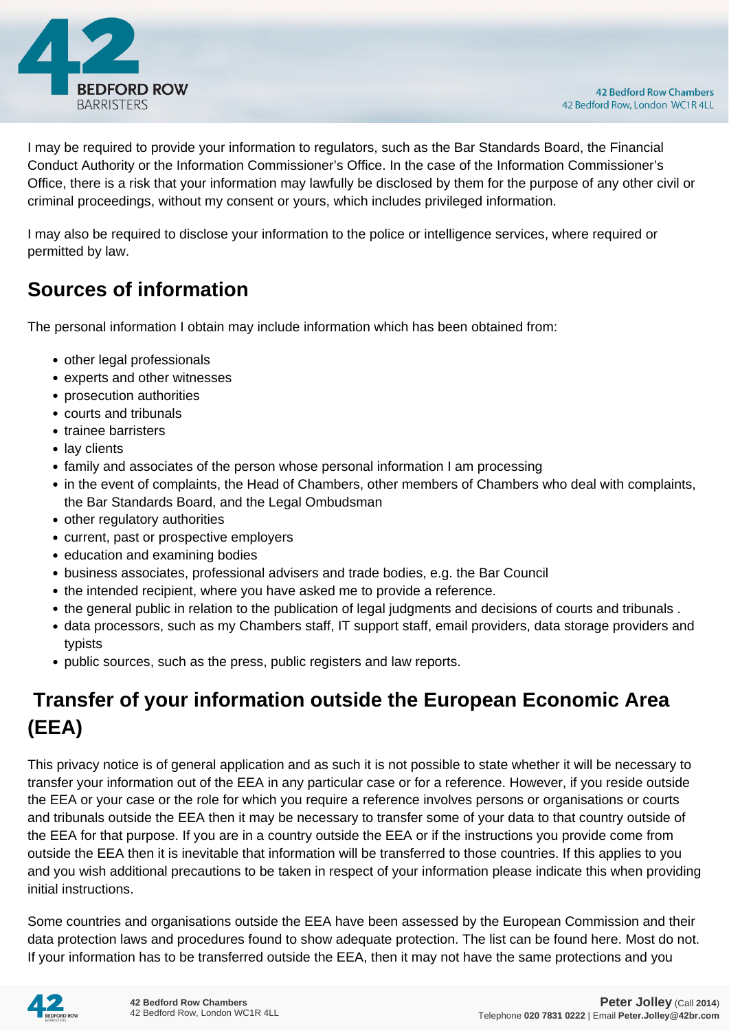I may be required to provide your information to regulators, such as the Bar Standards Board, the Financial Conduct Authority or the Information Commissioner's Office. In the case of the Information Commissioner's Office, there is a risk that your information may lawfully be disclosed by them for the purpose of any other civil or criminal proceedings, without my consent or yours, which includes privileged information.

I may also be required to disclose your information to the police or intelligence services, where required or permitted by law.

## Sources of information

The personal information I obtain may include information which has been obtained from:

- other legal professionals
- experts and other witnesses
- prosecution authorities
- courts and tribunals
- trainee barristers
- lay clients
- family and associates of the person whose personal information I am processing
- in the event of complaints, the Head of Chambers, other members of Chambers who deal with complaints, the Bar Standards Board, and the Legal Ombudsman
- other regulatory authorities
- current, past or prospective employers
- education and examining bodies
- business associates, professional advisers and trade bodies, e.g. the Bar Council
- the intended recipient, where you have asked me to provide a reference.
- the general public in relation to the publication of legal judgments and decisions of courts and tribunals .
- data processors, such as my Chambers staff, IT support staff, email providers, data storage providers and typists
- public sources, such as the press, public registers and law reports.

## Transfer of your information outside the European Economic Area (EEA)

This privacy notice is of general application and as such it is not possible to state whether it will be necessary to transfer your information out of the EEA in any particular case or for a reference. However, if you reside outside the EEA or your case or the role for which you require a reference involves persons or organisations or courts and tribunals outside the EEA then it may be necessary to transfer some of your data to that country outside of the EEA for that purpose. If you are in a country outside the EEA or if the instructions you provide come from outside the EEA then it is inevitable that information will be transferred to those countries. If this applies to you and you wish additional precautions to be taken in respect of your information please indicate this when providing initial instructions.

Some countries and organisations outside the EEA have been assessed by the European Commission and their data protection laws and procedures found to show adequate protection. The list can be found here. Most do not. If your information has to be transferred outside the EEA, then it may not have the same protections and you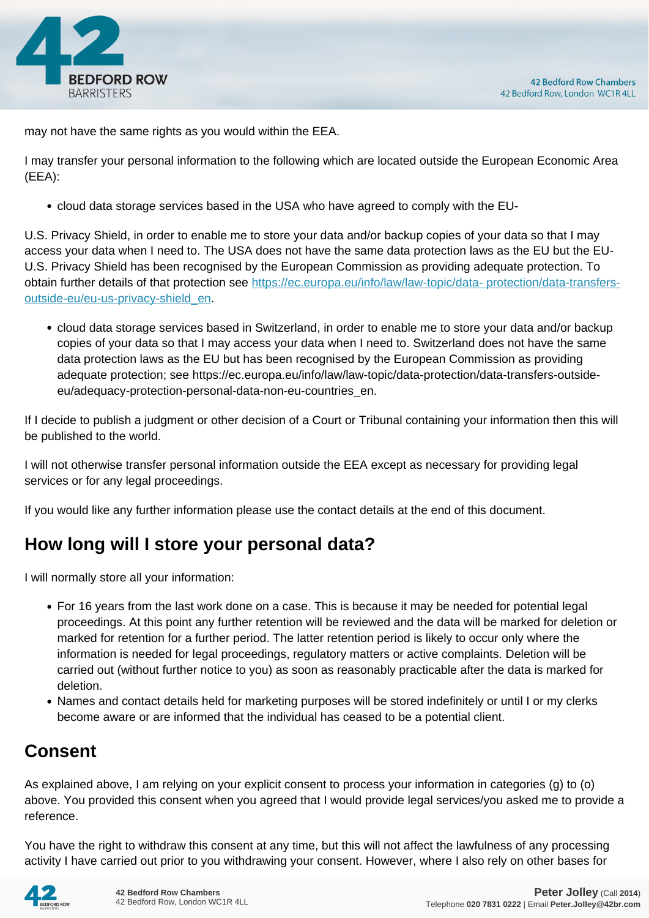may not have the same rights as you would within the EEA.

I may transfer your personal information to the following which are located outside the European Economic Area (EEA):

- cloud data storage services based in the USA who have agreed to comply with the EU-

U.S. Privacy Shield, in order to enable me to store your data and/or backup copies of your data so that I may access your data when I need to. The USA does not have the same data protection laws as the EU but the EU-U.S. Privacy Shield has been recognised by the European Commission as providing adequate protection. To obtain further details of that protection see [https://ec.europa.eu/info/law/law-topic/data- protection/data-transfers-outside-eu/eu-us-privacy-shield_en](https://ec.europa.eu/info/law/law-topic/data-protection/data-transfers-outside-eu/eu-us-privacy-shield_en).

- cloud data storage services based in Switzerland, in order to enable me to store your data and/or backup copies of your data so that I may access your data when I need to. Switzerland does not have the same data protection laws as the EU but has been recognised by the European Commission as providing adequate protection; see https://ec.europa.eu/info/law/law-topic/data-protection/data-transfers-outside-eu/adequacy-protection-personal-data-non-eu-countries_en.

If I decide to publish a judgment or other decision of a Court or Tribunal containing your information then this will be published to the world.

I will not otherwise transfer personal information outside the EEA except as necessary for providing legal services or for any legal proceedings.

If you would like any further information please use the contact details at the end of this document.

## How long will I store your personal data?

I will normally store all your information:

- For 16 years from the last work done on a case. This is because it may be needed for potential legal proceedings. At this point any further retention will be reviewed and the data will be marked for deletion or marked for retention for a further period. The latter retention period is likely to occur only where the information is needed for legal proceedings, regulatory matters or active complaints. Deletion will be carried out (without further notice to you) as soon as reasonably practicable after the data is marked for deletion.
- Names and contact details held for marketing purposes will be stored indefinitely or until I or my clerks become aware or are informed that the individual has ceased to be a potential client.

## Consent

As explained above, I am relying on your explicit consent to process your information in categories (g) to (o) above. You provided this consent when you agreed that I would provide legal services/you asked me to provide a reference.

You have the right to withdraw this consent at any time, but this will not affect the lawfulness of any processing activity I have carried out prior to you withdrawing your consent. However, where I also rely on other bases for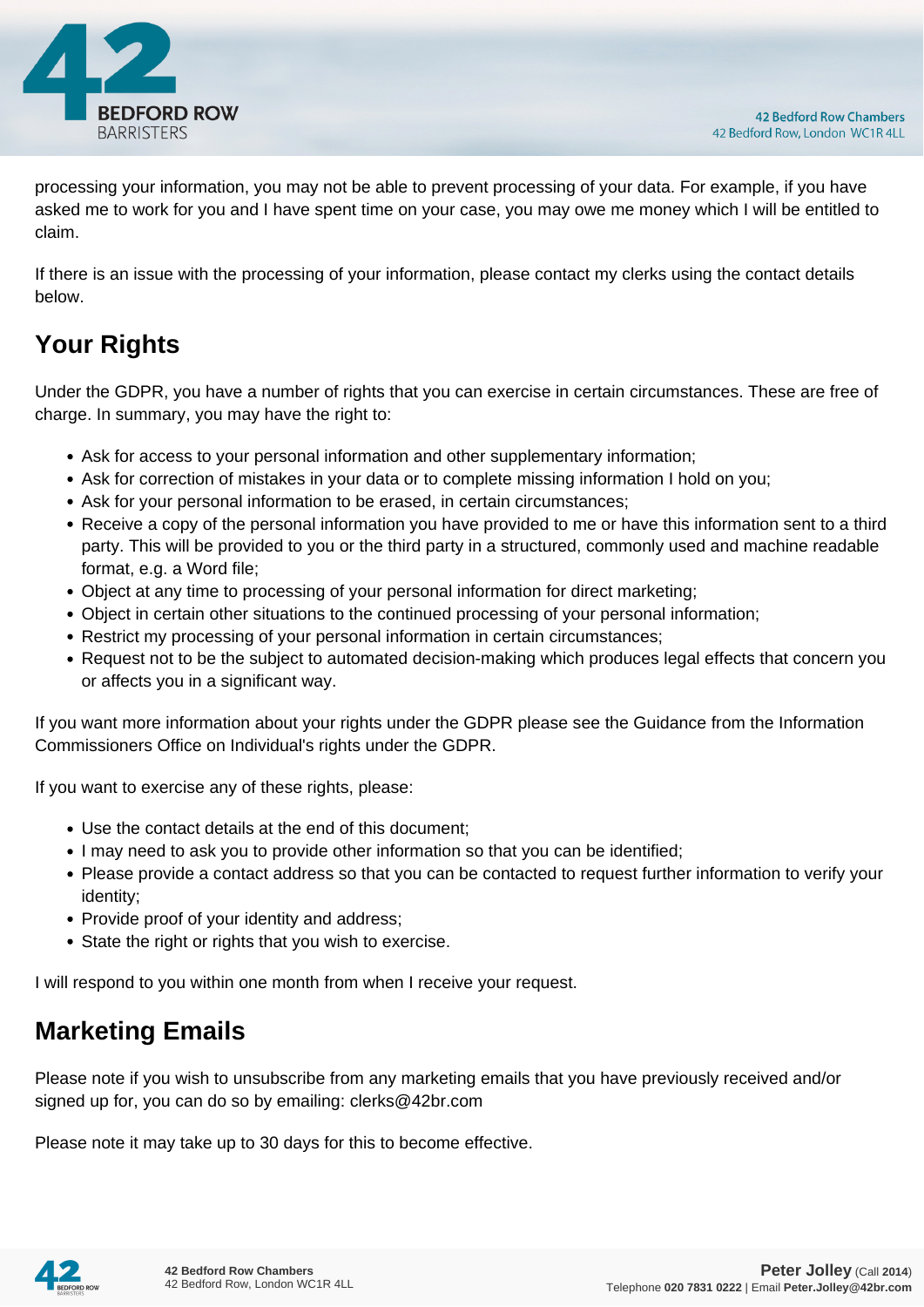processing your information, you may not be able to prevent processing of your data. For example, if you have asked me to work for you and I have spent time on your case, you may owe me money which I will be entitled to claim.

If there is an issue with the processing of your information, please contact my clerks using the contact details below.

## Your Rights

Under the GDPR, you have a number of rights that you can exercise in certain circumstances. These are free of charge. In summary, you may have the right to:

- Ask for access to your personal information and other supplementary information;
- Ask for correction of mistakes in your data or to complete missing information I hold on you;
- Ask for your personal information to be erased, in certain circumstances;
- Receive a copy of the personal information you have provided to me or have this information sent to a third party. This will be provided to you or the third party in a structured, commonly used and machine readable format, e.g. a Word file;
- Object at any time to processing of your personal information for direct marketing;
- Object in certain other situations to the continued processing of your personal information;
- Restrict my processing of your personal information in certain circumstances;
- Request not to be the subject to automated decision-making which produces legal effects that concern you or affects you in a significant way.

If you want more information about your rights under the GDPR please see the Guidance from the Information Commissioners Office on Individual's rights under the GDPR.

If you want to exercise any of these rights, please:

- Use the contact details at the end of this document;
- I may need to ask you to provide other information so that you can be identified;
- Please provide a contact address so that you can be contacted to request further information to verify your identity;
- Provide proof of your identity and address;
- State the right or rights that you wish to exercise.

I will respond to you within one month from when I receive your request.

## Marketing Emails

Please note if you wish to unsubscribe from any marketing emails that you have previously received and/or signed up for, you can do so by emailing: clerks@42br.com

Please note it may take up to 30 days for this to become effective.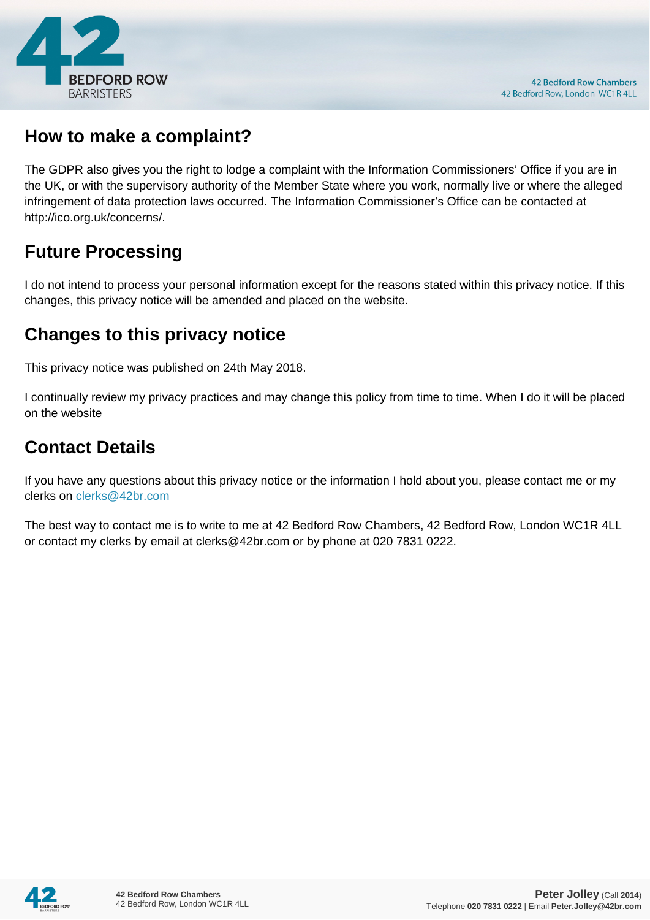## How to make a complaint?

The GDPR also gives you the right to lodge a complaint with the Information Commissioners' Office if you are in the UK, or with the supervisory authority of the Member State where you work, normally live or where the alleged infringement of data protection laws occurred. The Information Commissioner's Office can be contacted at http://ico.org.uk/concerns/.

## Future Processing

I do not intend to process your personal information except for the reasons stated within this privacy notice. If this changes, this privacy notice will be amended and placed on the website.

## Changes to this privacy notice

This privacy notice was published on 24th May 2018.

I continually review my privacy practices and may change this policy from time to time. When I do it will be placed on the website

## Contact Details

If you have any questions about this privacy notice or the information I hold about you, please contact me or my clerks on clerks@42br.com

The best way to contact me is to write to me at 42 Bedford Row Chambers, 42 Bedford Row, London WC1R 4LL or contact my clerks by email at clerks@42br.com or by phone at 020 7831 0222.